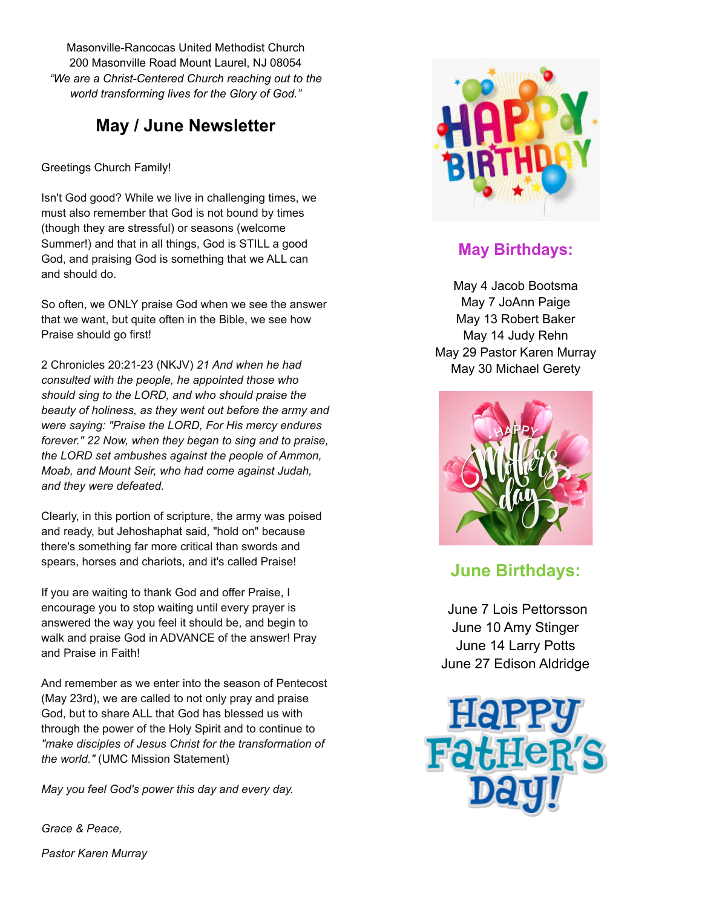Masonville-Rancocas United Methodist Church
200 Masonville Road Mount Laurel, NJ 08054
*"We are a Christ-Centered Church reaching out to the world transforming lives for the Glory of God."*

## May / June Newsletter

Greetings Church Family!

Isn't God good? While we live in challenging times, we must also remember that God is not bound by times (though they are stressful) or seasons (welcome Summer!) and that in all things, God is STILL a good God, and praising God is something that we ALL can and should do.

So often, we ONLY praise God when we see the answer that we want, but quite often in the Bible, we see how Praise should go first!

2 Chronicles 20:21-23 (NKJV) *21 And when he had consulted with the people, he appointed those who should sing to the LORD, and who should praise the beauty of holiness, as they went out before the army and were saying: "Praise the LORD, For His mercy endures forever." 22 Now, when they began to sing and to praise, the LORD set ambushes against the people of Ammon, Moab, and Mount Seir, who had come against Judah, and they were defeated.*

Clearly, in this portion of scripture, the army was poised and ready, but Jehoshaphat said, "hold on" because there's something far more critical than swords and spears, horses and chariots, and it's called Praise!

If you are waiting to thank God and offer Praise, I encourage you to stop waiting until every prayer is answered the way you feel it should be, and begin to walk and praise God in ADVANCE of the answer! Pray and Praise in Faith!

And remember as we enter into the season of Pentecost (May 23rd), we are called to not only pray and praise God, but to share ALL that God has blessed us with through the power of the Holy Spirit and to continue to *"make disciples of Jesus Christ for the transformation of the world."* (UMC Mission Statement)

*May you feel God's power this day and every day.*

*Grace & Peace,*

*Pastor Karen Murray*

HAPPY BIRTHDAY

### May Birthdays:

May 4 Jacob Bootsma
May 7 JoAnn Paige
May 13 Robert Baker
May 14 Judy Rehn
May 29 Pastor Karen Murray
May 30 Michael Gerety

HAPPY Mother's day

### June Birthdays:

June 7 Lois Pettorsson
June 10 Amy Stinger
June 14 Larry Potts
June 27 Edison Aldridge

HAPPY FATHER'S DAY!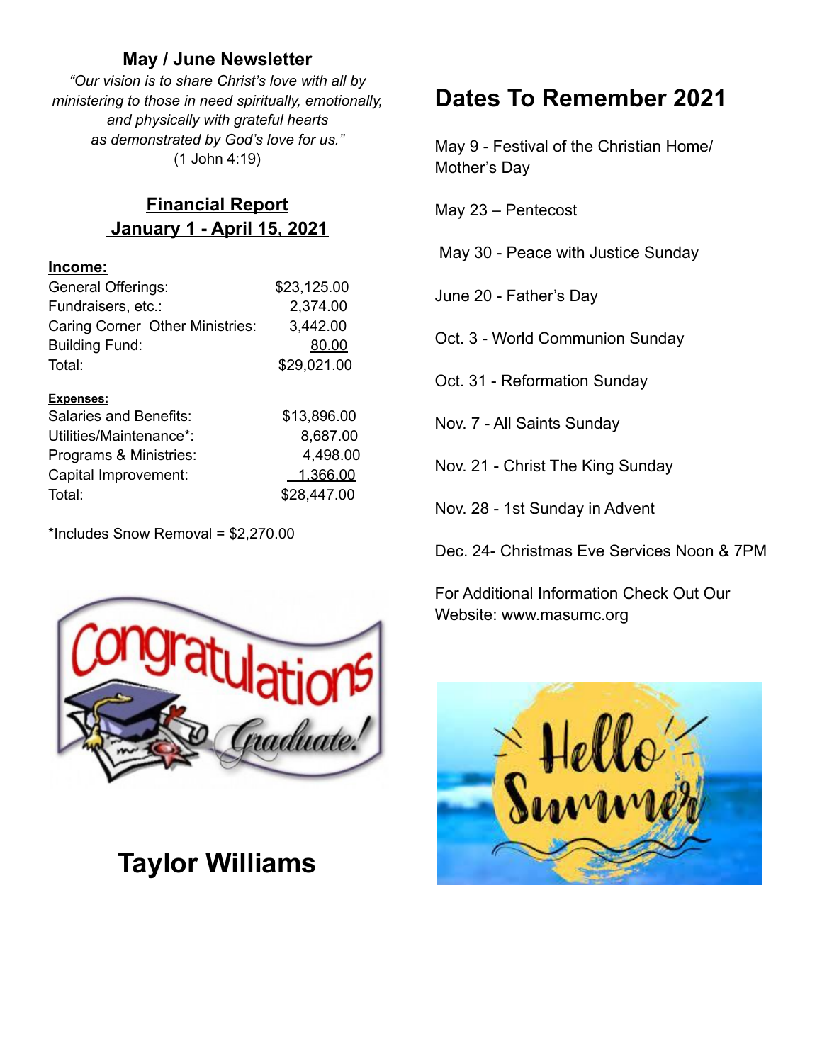## May / June Newsletter

*"Our vision is to share Christ's love with all by ministering to those in need spiritually, emotionally, and physically with grateful hearts as demonstrated by God's love for us."*
(1 John 4:19)

### Financial Report
### January 1 - April 15, 2021

**Income:**

| | |
|---|---|
| General Offerings: | $23,125.00 |
| Fundraisers, etc.: | 2,374.00 |
| Caring Corner Other Ministries: | 3,442.00 |
| Building Fund: | 80.00 |
| Total: | $29,021.00 |

**Expenses:**

| | |
|---|---|
| Salaries and Benefits: | $13,896.00 |
| Utilities/Maintenance*: | 8,687.00 |
| Programs & Ministries: | 4,498.00 |
| Capital Improvement: | 1,366.00 |
| Total: | $28,447.00 |

*Includes Snow Removal = $2,270.00

Congratulations Graduate!

## Taylor Williams

## Dates To Remember 2021

May 9 - Festival of the Christian Home/ Mother's Day

May 23 – Pentecost

May 30 - Peace with Justice Sunday

June 20 - Father's Day

Oct. 3 - World Communion Sunday

Oct. 31 - Reformation Sunday

Nov. 7 - All Saints Sunday

Nov. 21 - Christ The King Sunday

Nov. 28 - 1st Sunday in Advent

Dec. 24- Christmas Eve Services Noon & 7PM

For Additional Information Check Out Our Website: www.masumc.org

Hello Summer